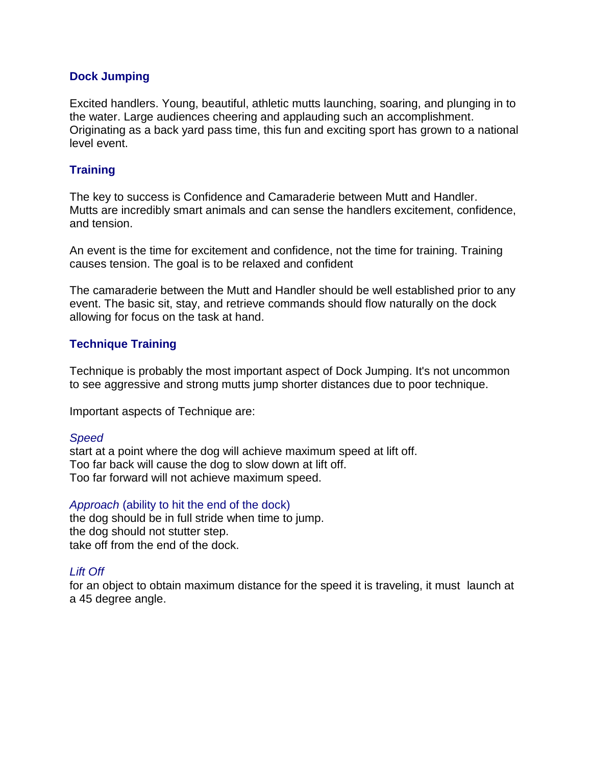## Dock Jumping

Excited handlers. Young, beautiful, athletic mutts launching, soaring, and plunging in to the water. Large audiences cheering and applauding such an accomplishment. Originating as a back yard pass time, this fun and exciting sport has grown to a national level event.

## Training

The key to success is Confidence and Camaraderie between Mutt and Handler. Mutts are incredibly smart animals and can sense the handlers excitement, confidence, and tension.

An event is the time for excitement and confidence, not the time for training. Training causes tension. The goal is to be relaxed and confident

The camaraderie between the Mutt and Handler should be well established prior to any event. The basic sit, stay, and retrieve commands should flow naturally on the dock allowing for focus on the task at hand.

## Technique Training

Technique is probably the most important aspect of Dock Jumping. It's not uncommon to see aggressive and strong mutts jump shorter distances due to poor technique.

Important aspects of Technique are:

*Speed*
start at a point where the dog will achieve maximum speed at lift off.
Too far back will cause the dog to slow down at lift off.
Too far forward will not achieve maximum speed.

*Approach* (ability to hit the end of the dock)
the dog should be in full stride when time to jump.
the dog should not stutter step.
take off from the end of the dock.

*Lift Off*
for an object to obtain maximum distance for the speed it is traveling, it must launch at a 45 degree angle.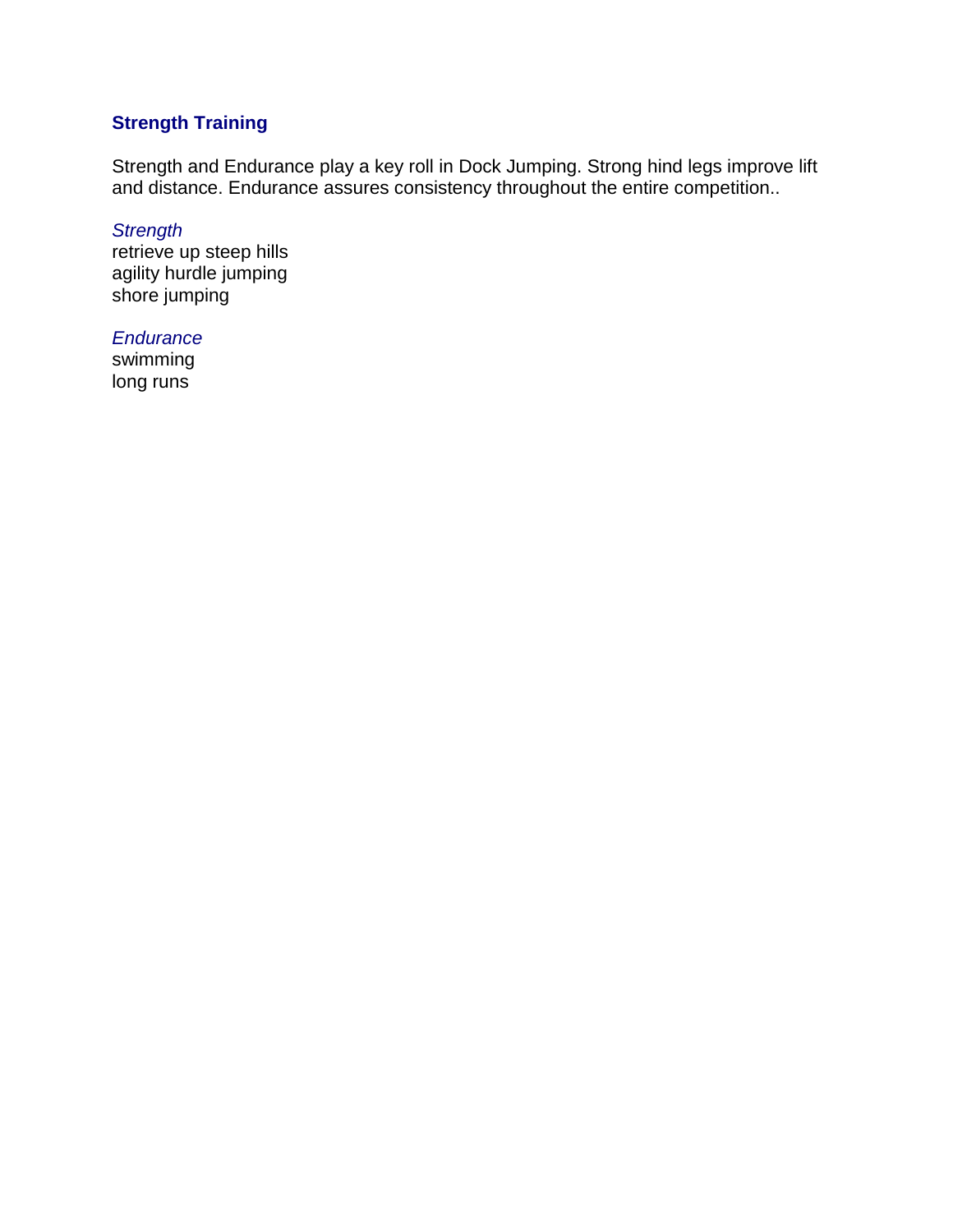## Strength Training

Strength and Endurance play a key roll in Dock Jumping. Strong hind legs improve lift and distance. Endurance assures consistency throughout the entire competition..

*Strength*
retrieve up steep hills
agility hurdle jumping
shore jumping

*Endurance*
swimming
long runs